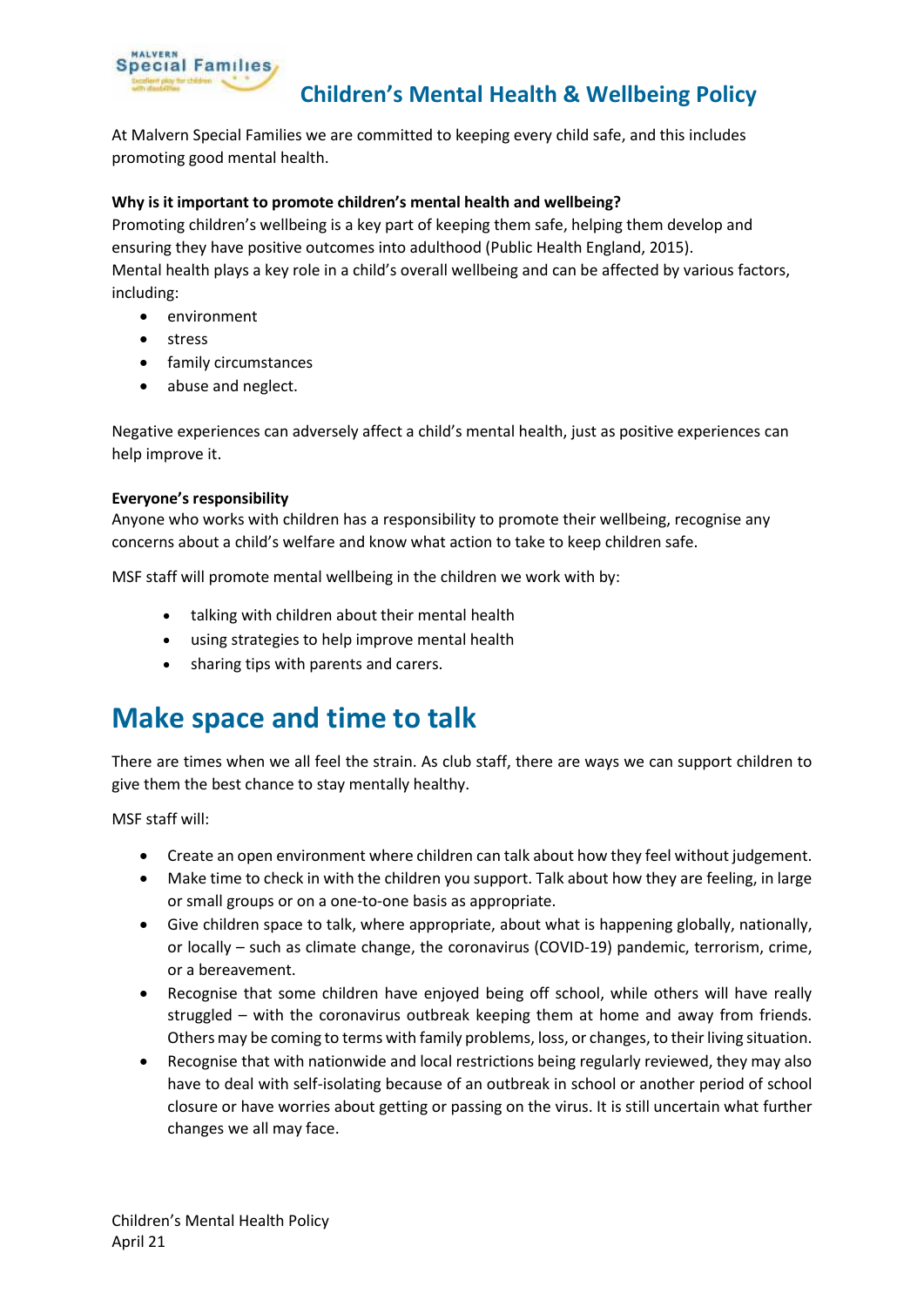# Children's Mental Health & Wellbeing Policy

At Malvern Special Families we are committed to keeping every child safe, and this includes promoting good mental health.

**Why is it important to promote children's mental health and wellbeing?**

Promoting children's wellbeing is a key part of keeping them safe, helping them develop and ensuring they have positive outcomes into adulthood (Public Health England, 2015).

Mental health plays a key role in a child's overall wellbeing and can be affected by various factors, including:

- environment
- stress
- family circumstances
- abuse and neglect.

Negative experiences can adversely affect a child's mental health, just as positive experiences can help improve it.

**Everyone's responsibility**

Anyone who works with children has a responsibility to promote their wellbeing, recognise any concerns about a child's welfare and know what action to take to keep children safe.

MSF staff will promote mental wellbeing in the children we work with by:

- talking with children about their mental health
- using strategies to help improve mental health
- sharing tips with parents and carers.

## Make space and time to talk

There are times when we all feel the strain. As club staff, there are ways we can support children to give them the best chance to stay mentally healthy.

MSF staff will:

- Create an open environment where children can talk about how they feel without judgement.
- Make time to check in with the children you support. Talk about how they are feeling, in large or small groups or on a one-to-one basis as appropriate.
- Give children space to talk, where appropriate, about what is happening globally, nationally, or locally – such as climate change, the coronavirus (COVID-19) pandemic, terrorism, crime, or a bereavement.
- Recognise that some children have enjoyed being off school, while others will have really struggled – with the coronavirus outbreak keeping them at home and away from friends. Others may be coming to terms with family problems, loss, or changes, to their living situation.
- Recognise that with nationwide and local restrictions being regularly reviewed, they may also have to deal with self-isolating because of an outbreak in school or another period of school closure or have worries about getting or passing on the virus. It is still uncertain what further changes we all may face.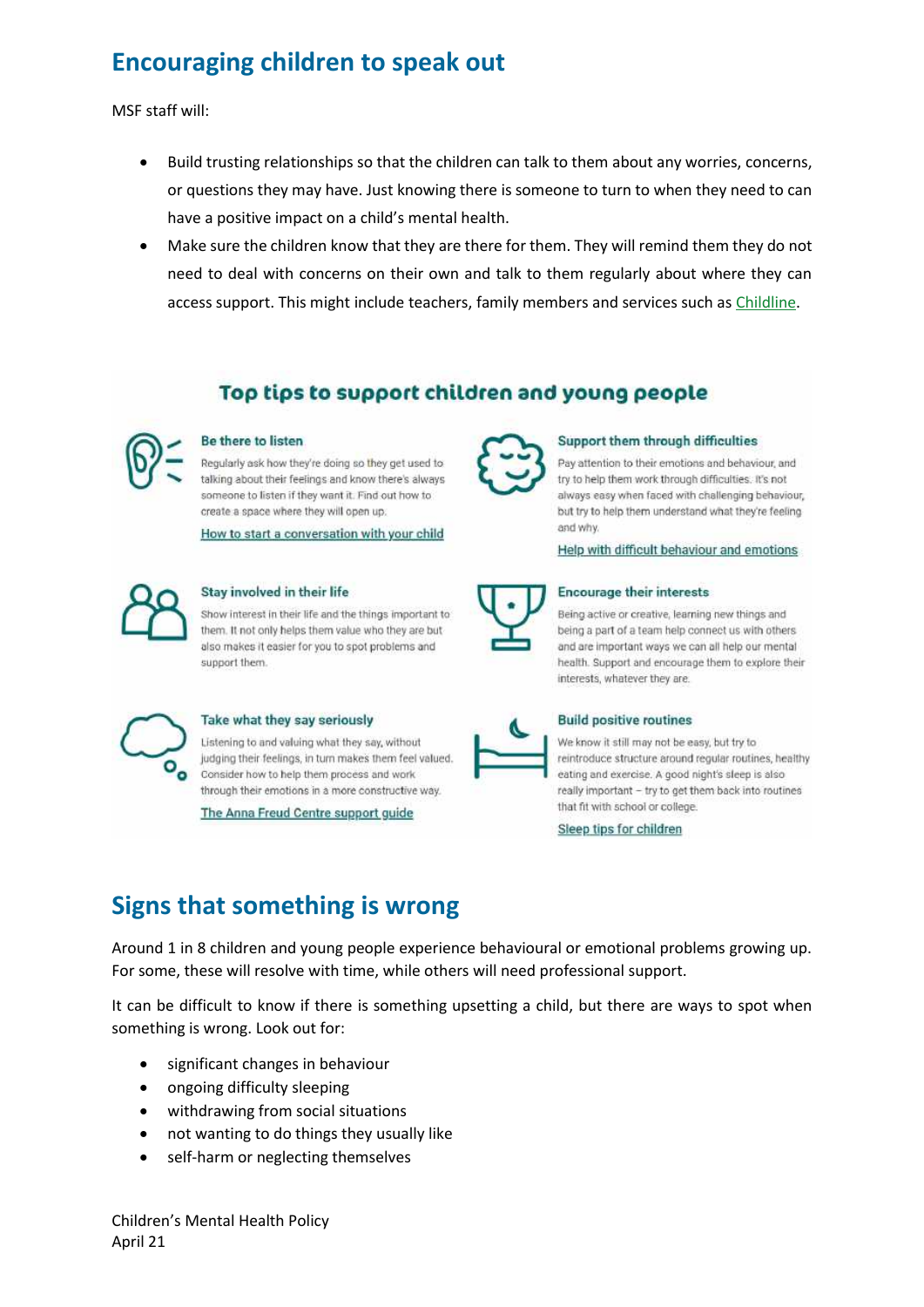## Encouraging children to speak out

MSF staff will:

- Build trusting relationships so that the children can talk to them about any worries, concerns, or questions they may have. Just knowing there is someone to turn to when they need to can have a positive impact on a child's mental health.
- Make sure the children know that they are there for them. They will remind them they do not need to deal with concerns on their own and talk to them regularly about where they can access support. This might include teachers, family members and services such as Childline.

### Top tips to support children and young people

**Be there to listen**

Regularly ask how they're doing so they get used to talking about their feelings and know there's always someone to listen if they want it. Find out how to create a space where they will open up.

How to start a conversation with your child

**Support them through difficulties**

Pay attention to their emotions and behaviour, and try to help them work through difficulties. It's not always easy when faced with challenging behaviour, but try to help them understand what they're feeling and why.

Help with difficult behaviour and emotions

**Stay involved in their life**

Show interest in their life and the things important to them. It not only helps them value who they are but also makes it easier for you to spot problems and support them.

**Encourage their interests**

Being active or creative, learning new things and being a part of a team help connect us with others and are important ways we can all help our mental health. Support and encourage them to explore their interests, whatever they are.

**Take what they say seriously**

Listening to and valuing what they say, without judging their feelings, in turn makes them feel valued. Consider how to help them process and work through their emotions in a more constructive way.

The Anna Freud Centre support guide

**Build positive routines**

We know it still may not be easy, but try to reintroduce structure around regular routines, healthy eating and exercise. A good night's sleep is also really important – try to get them back into routines that fit with school or college.

Sleep tips for children

## Signs that something is wrong

Around 1 in 8 children and young people experience behavioural or emotional problems growing up. For some, these will resolve with time, while others will need professional support.

It can be difficult to know if there is something upsetting a child, but there are ways to spot when something is wrong. Look out for:

- significant changes in behaviour
- ongoing difficulty sleeping
- withdrawing from social situations
- not wanting to do things they usually like
- self-harm or neglecting themselves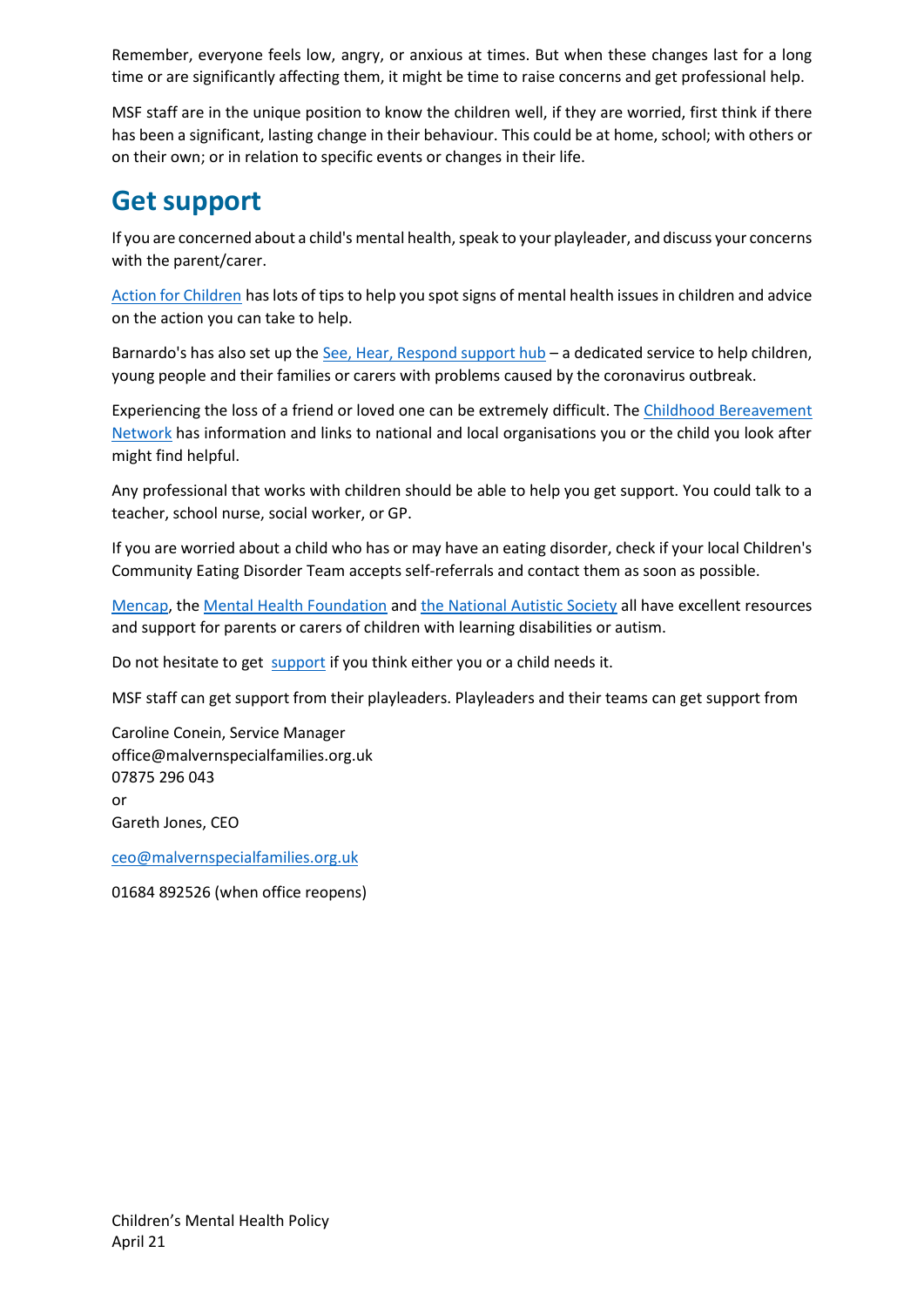Remember, everyone feels low, angry, or anxious at times. But when these changes last for a long time or are significantly affecting them, it might be time to raise concerns and get professional help.

MSF staff are in the unique position to know the children well, if they are worried, first think if there has been a significant, lasting change in their behaviour. This could be at home, school; with others or on their own; or in relation to specific events or changes in their life.

## Get support

If you are concerned about a child's mental health, speak to your playleader, and discuss your concerns with the parent/carer.

Action for Children has lots of tips to help you spot signs of mental health issues in children and advice on the action you can take to help.

Barnardo's has also set up the See, Hear, Respond support hub – a dedicated service to help children, young people and their families or carers with problems caused by the coronavirus outbreak.

Experiencing the loss of a friend or loved one can be extremely difficult. The Childhood Bereavement Network has information and links to national and local organisations you or the child you look after might find helpful.

Any professional that works with children should be able to help you get support. You could talk to a teacher, school nurse, social worker, or GP.

If you are worried about a child who has or may have an eating disorder, check if your local Children's Community Eating Disorder Team accepts self-referrals and contact them as soon as possible.

Mencap, the Mental Health Foundation and the National Autistic Society all have excellent resources and support for parents or carers of children with learning disabilities or autism.

Do not hesitate to get support if you think either you or a child needs it.

MSF staff can get support from their playleaders. Playleaders and their teams can get support from

Caroline Conein, Service Manager
office@malvernspecialfamilies.org.uk
07875 296 043
or
Gareth Jones, CEO

ceo@malvernspecialfamilies.org.uk

01684 892526 (when office reopens)